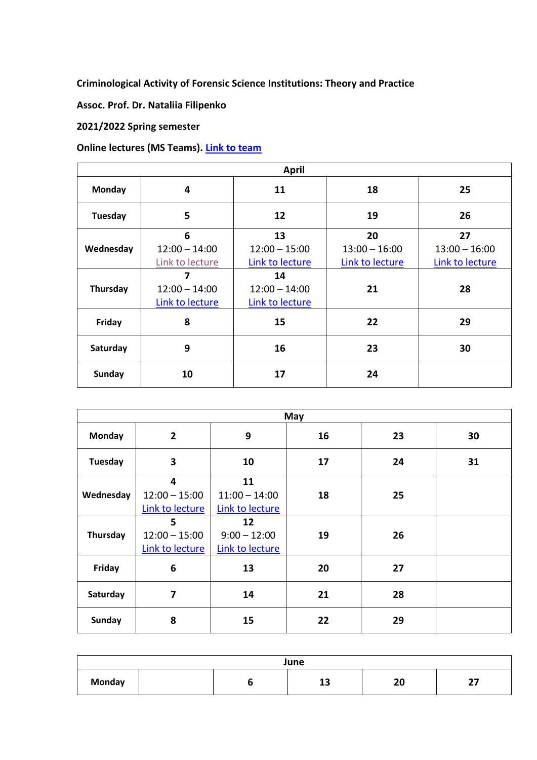**Criminological Activity of Forensic Science Institutions: Theory and Practice**

**Assoc. Prof. Dr. Nataliia Filipenko**

**2021/2022 Spring semester**

**Online lectures (MS Teams). Link to team**

| April | | | | |
|---|---|---|---|---|
| **Monday** | **4** | **11** | **18** | **25** |
| **Tuesday** | **5** | **12** | **19** | **26** |
| **Wednesday** | **6**<br>12:00 – 14:00<br>Link to lecture | **13**<br>12:00 – 15:00<br>Link to lecture | **20**<br>13:00 – 16:00<br>Link to lecture | **27**<br>13:00 – 16:00<br>Link to lecture |
| **Thursday** | **7**<br>12:00 – 14:00<br>Link to lecture | **14**<br>12:00 – 14:00<br>Link to lecture | **21** | **28** |
| **Friday** | **8** | **15** | **22** | **29** |
| **Saturday** | **9** | **16** | **23** | **30** |
| **Sunday** | **10** | **17** | **24** | |

| May | | | | | |
|---|---|---|---|---|---|
| **Monday** | **2** | **9** | **16** | **23** | **30** |
| **Tuesday** | **3** | **10** | **17** | **24** | **31** |
| **Wednesday** | **4**<br>12:00 – 15:00<br>Link to lecture | **11**<br>11:00 – 14:00<br>Link to lecture | **18** | **25** | |
| **Thursday** | **5**<br>12:00 – 15:00<br>Link to lecture | **12**<br>9:00 – 12:00<br>Link to lecture | **19** | **26** | |
| **Friday** | **6** | **13** | **20** | **27** | |
| **Saturday** | **7** | **14** | **21** | **28** | |
| **Sunday** | **8** | **15** | **22** | **29** | |

| June | | | | | |
|---|---|---|---|---|---|
| **Monday** | | **6** | **13** | **20** | **27** |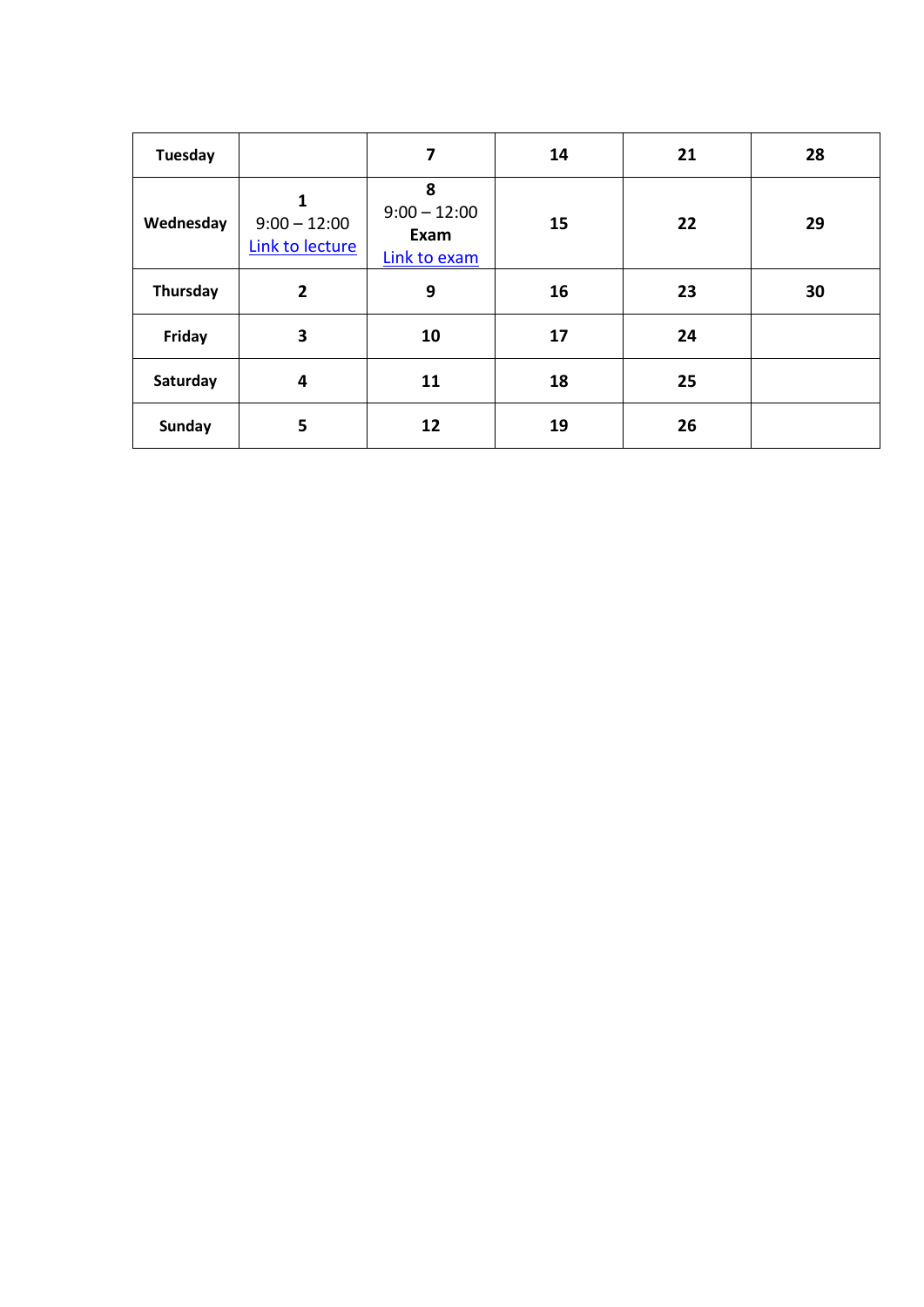| | | | | | |
|---|---|---|---|---|---|
| **Tuesday** | | **7** | **14** | **21** | **28** |
| **Wednesday** | **1** 9:00 – 12:00 Link to lecture | **8** 9:00 – 12:00 **Exam** Link to exam | **15** | **22** | **29** |
| **Thursday** | **2** | **9** | **16** | **23** | **30** |
| **Friday** | **3** | **10** | **17** | **24** | |
| **Saturday** | **4** | **11** | **18** | **25** | |
| **Sunday** | **5** | **12** | **19** | **26** | |